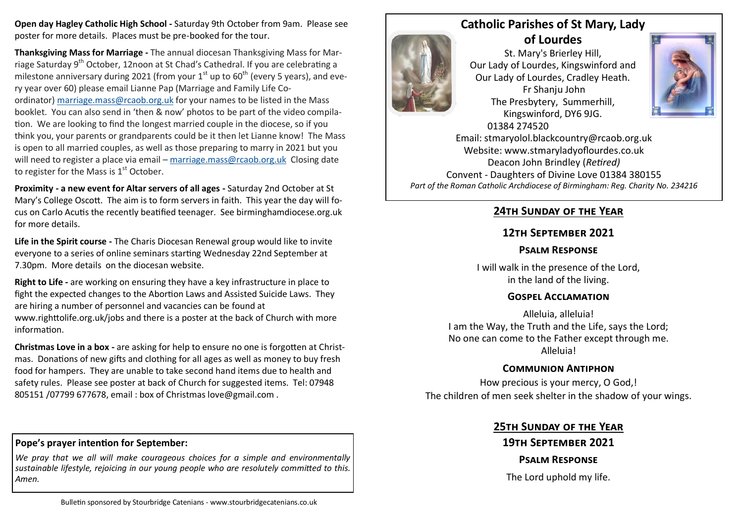**Open day Hagley Catholic High School -** Saturday 9th October from 9am. Please see poster for more details. Places must be pre-booked for the tour.

**Thanksgiving Mass for Marriage -** The annual diocesan Thanksgiving Mass for Marriage Saturday 9th October, 12noon at St Chad's Cathedral. If you are celebrating a milestone anniversary during 2021 (from your 1st up to 60th (every 5 years), and every year over 60) please email Lianne Pap (Marriage and Family Life Co-ordinator) marriage.mass@rcaob.org.uk for your names to be listed in the Mass booklet. You can also send in 'then & now' photos to be part of the video compilation. We are looking to find the longest married couple in the diocese, so if you think you, your parents or grandparents could be it then let Lianne know! The Mass is open to all married couples, as well as those preparing to marry in 2021 but you will need to register a place via email – marriage.mass@rcaob.org.uk Closing date to register for the Mass is 1st October.

**Proximity - a new event for Altar servers of all ages -** Saturday 2nd October at St Mary's College Oscott. The aim is to form servers in faith. This year the day will focus on Carlo Acutis the recently beatified teenager. See birminghamdiocese.org.uk for more details.

**Life in the Spirit course -** The Charis Diocesan Renewal group would like to invite everyone to a series of online seminars starting Wednesday 22nd September at 7.30pm. More details on the diocesan website.

**Right to Life -** are working on ensuring they have a key infrastructure in place to fight the expected changes to the Abortion Laws and Assisted Suicide Laws. They are hiring a number of personnel and vacancies can be found at www.righttolife.org.uk/jobs and there is a poster at the back of Church with more information.

**Christmas Love in a box -** are asking for help to ensure no one is forgotten at Christmas. Donations of new gifts and clothing for all ages as well as money to buy fresh food for hampers. They are unable to take second hand items due to health and safety rules. Please see poster at back of Church for suggested items. Tel: 07948 805151 /07799 677678, email : box of Christmas love@gmail.com .

**Pope's prayer intention for September:**

*We pray that we all will make courageous choices for a simple and environmentally sustainable lifestyle, rejoicing in our young people who are resolutely committed to this. Amen.*

Bulletin sponsored by Stourbridge Catenians - www.stourbridgecatenians.co.uk

# Catholic Parishes of St Mary, Lady of Lourdes

St. Mary's Brierley Hill,
Our Lady of Lourdes, Kingswinford and
Our Lady of Lourdes, Cradley Heath.
Fr Shanju John
The Presbytery, Summerhill,
Kingswinford, DY6 9JG.
01384 274520
Email: stmaryolol.blackcountry@rcaob.org.uk
Website: www.stmaryladyoflourdes.co.uk
Deacon John Brindley (*Retired)*
Convent - Daughters of Divine Love 01384 380155
*Part of the Roman Catholic Archdiocese of Birmingham: Reg. Charity No. 234216*

## 24th Sunday of the Year

### 12th September 2021

### Psalm Response

I will walk in the presence of the Lord,
in the land of the living.

### Gospel Acclamation

Alleluia, alleluia!
I am the Way, the Truth and the Life, says the Lord;
No one can come to the Father except through me.
Alleluia!

### Communion Antiphon

How precious is your mercy, O God,!
The children of men seek shelter in the shadow of your wings.

## 25th Sunday of the Year

### 19th September 2021

### Psalm Response

The Lord uphold my life.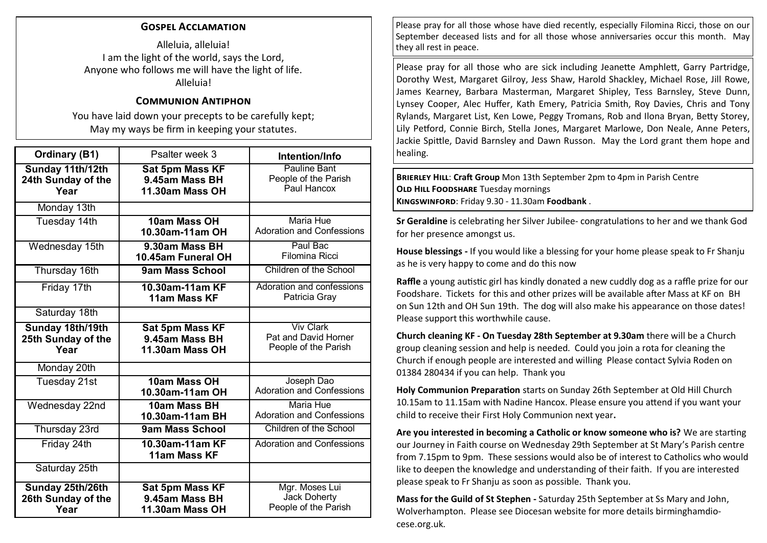## Gospel Acclamation

Alleluia, alleluia!
I am the light of the world, says the Lord,
Anyone who follows me will have the light of life.
Alleluia!

## Communion Antiphon

You have laid down your precepts to be carefully kept;
May my ways be firm in keeping your statutes.

| Ordinary (B1) | Psalter week 3 | Intention/Info |
|---|---|---|
| **Sunday 11th/12th 24th Sunday of the Year** | **Sat 5pm Mass KF<br>9.45am Mass BH<br>11.30am Mass OH** | Pauline Bant<br>People of the Parish<br>Paul Hancox |
| Monday 13th | | |
| Tuesday 14th | **10am Mass OH<br>10.30am-11am OH** | Maria Hue<br>Adoration and Confessions |
| Wednesday 15th | **9.30am Mass BH<br>10.45am Funeral OH** | Paul Bac<br>Filomina Ricci |
| Thursday 16th | **9am Mass School** | Children of the School |
| Friday 17th | **10.30am-11am KF<br>11am Mass KF** | Adoration and confessions<br>Patricia Gray |
| Saturday 18th | | |
| **Sunday 18th/19th 25th Sunday of the Year** | **Sat 5pm Mass KF<br>9.45am Mass BH<br>11.30am Mass OH** | Viv Clark<br>Pat and David Horner<br>People of the Parish |
| Monday 20th | | |
| Tuesday 21st | **10am Mass OH<br>10.30am-11am OH** | Joseph Dao<br>Adoration and Confessions |
| Wednesday 22nd | **10am Mass BH<br>10.30am-11am BH** | Maria Hue<br>Adoration and Confessions |
| Thursday 23rd | **9am Mass School** | Children of the School |
| Friday 24th | **10.30am-11am KF<br>11am Mass KF** | Adoration and Confessions |
| Saturday 25th | | |
| **Sunday 25th/26th 26th Sunday of the Year** | **Sat 5pm Mass KF<br>9.45am Mass BH<br>11.30am Mass OH** | Mgr. Moses Lui<br>Jack Doherty<br>People of the Parish |

Please pray for all those whose have died recently, especially Filomina Ricci, those on our September deceased lists and for all those whose anniversaries occur this month. May they all rest in peace.

Please pray for all those who are sick including Jeanette Amphlett, Garry Partridge, Dorothy West, Margaret Gilroy, Jess Shaw, Harold Shackley, Michael Rose, Jill Rowe, James Kearney, Barbara Masterman, Margaret Shipley, Tess Barnsley, Steve Dunn, Lynsey Cooper, Alec Huffer, Kath Emery, Patricia Smith, Roy Davies, Chris and Tony Rylands, Margaret List, Ken Lowe, Peggy Tromans, Rob and Ilona Bryan, Betty Storey, Lily Petford, Connie Birch, Stella Jones, Margaret Marlowe, Don Neale, Anne Peters, Jackie Spittle, David Barnsley and Dawn Russon. May the Lord grant them hope and healing.

**Brierley Hill**: **Craft Group** Mon 13th September 2pm to 4pm in Parish Centre
**Old Hill Foodshare** Tuesday mornings
**Kingswinford**: Friday 9.30 - 11.30am **Foodbank** .

**Sr Geraldine** is celebrating her Silver Jubilee- congratulations to her and we thank God for her presence amongst us.

**House blessings -** If you would like a blessing for your home please speak to Fr Shanju as he is very happy to come and do this now

**Raffle** a young autistic girl has kindly donated a new cuddly dog as a raffle prize for our Foodshare. Tickets for this and other prizes will be available after Mass at KF on BH on Sun 12th and OH Sun 19th. The dog will also make his appearance on those dates! Please support this worthwhile cause.

**Church cleaning KF - On Tuesday 28th September at 9.30am** there will be a Church group cleaning session and help is needed. Could you join a rota for cleaning the Church if enough people are interested and willing Please contact Sylvia Roden on 01384 280434 if you can help. Thank you

**Holy Communion Preparation** starts on Sunday 26th September at Old Hill Church 10.15am to 11.15am with Nadine Hancox. Please ensure you attend if you want your child to receive their First Holy Communion next year**.**

**Are you interested in becoming a Catholic or know someone who is?** We are starting our Journey in Faith course on Wednesday 29th September at St Mary's Parish centre from 7.15pm to 9pm. These sessions would also be of interest to Catholics who would like to deepen the knowledge and understanding of their faith. If you are interested please speak to Fr Shanju as soon as possible. Thank you.

**Mass for the Guild of St Stephen -** Saturday 25th September at Ss Mary and John, Wolverhampton. Please see Diocesan website for more details birminghamdiocese.org.uk.